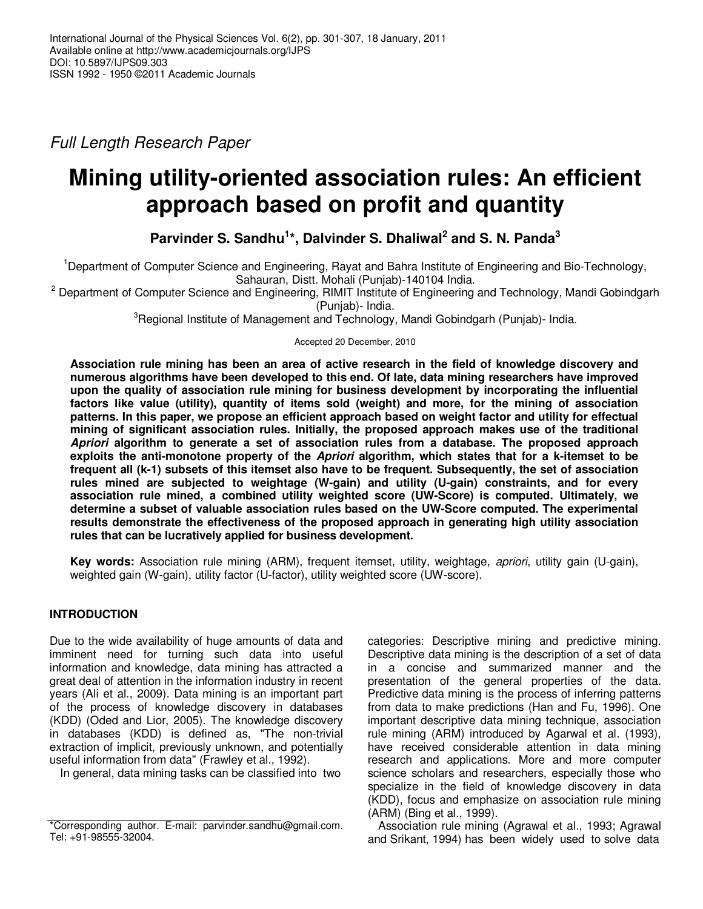*Full Length Research Paper*

# Mining utility-oriented association rules: An efficient approach based on profit and quantity

**Parvinder S. Sandhu[1]\*, Dalvinder S. Dhaliwal[2] and S. N. Panda[3]**

[1]Department of Computer Science and Engineering, Rayat and Bahra Institute of Engineering and Bio-Technology, Sahauran, Distt. Mohali (Punjab)-140104 India.
[2] Department of Computer Science and Engineering, RIMIT Institute of Engineering and Technology, Mandi Gobindgarh (Punjab)- India.
[3]Regional Institute of Management and Technology, Mandi Gobindgarh (Punjab)- India.

Accepted 20 December, 2010

**Association rule mining has been an area of active research in the field of knowledge discovery and numerous algorithms have been developed to this end. Of late, data mining researchers have improved upon the quality of association rule mining for business development by incorporating the influential factors like value (utility), quantity of items sold (weight) and more, for the mining of association patterns. In this paper, we propose an efficient approach based on weight factor and utility for effectual mining of significant association rules. Initially, the proposed approach makes use of the traditional *Apriori* algorithm to generate a set of association rules from a database. The proposed approach exploits the anti-monotone property of the *Apriori* algorithm, which states that for a k-itemset to be frequent all (k-1) subsets of this itemset also have to be frequent. Subsequently, the set of association rules mined are subjected to weightage (W-gain) and utility (U-gain) constraints, and for every association rule mined, a combined utility weighted score (UW-Score) is computed. Ultimately, we determine a subset of valuable association rules based on the UW-Score computed. The experimental results demonstrate the effectiveness of the proposed approach in generating high utility association rules that can be lucratively applied for business development.**

**Key words:** Association rule mining (ARM), frequent itemset, utility, weightage, *apriori*, utility gain (U-gain), weighted gain (W-gain), utility factor (U-factor), utility weighted score (UW-score).

## INTRODUCTION

Due to the wide availability of huge amounts of data and imminent need for turning such data into useful information and knowledge, data mining has attracted a great deal of attention in the information industry in recent years (Ali et al., 2009). Data mining is an important part of the process of knowledge discovery in databases (KDD) (Oded and Lior, 2005). The knowledge discovery in databases (KDD) is defined as, "The non-trivial extraction of implicit, previously unknown, and potentially useful information from data" (Frawley et al., 1992).

In general, data mining tasks can be classified into two categories: Descriptive mining and predictive mining. Descriptive data mining is the description of a set of data in a concise and summarized manner and the presentation of the general properties of the data. Predictive data mining is the process of inferring patterns from data to make predictions (Han and Fu, 1996). One important descriptive data mining technique, association rule mining (ARM) introduced by Agarwal et al. (1993), have received considerable attention in data mining research and applications. More and more computer science scholars and researchers, especially those who specialize in the field of knowledge discovery in data (KDD), focus and emphasize on association rule mining (ARM) (Bing et al., 1999).

Association rule mining (Agrawal et al., 1993; Agrawal and Srikant, 1994) has been widely used to solve data

\*Corresponding author. E-mail: parvinder.sandhu@gmail.com. Tel: +91-98555-32004.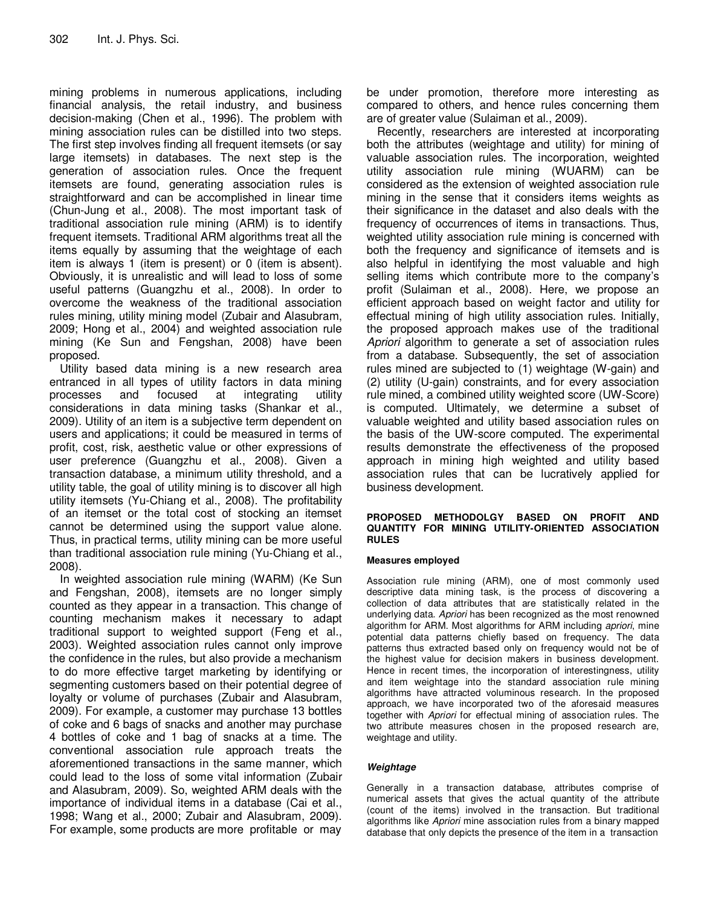mining problems in numerous applications, including financial analysis, the retail industry, and business decision-making (Chen et al., 1996). The problem with mining association rules can be distilled into two steps. The first step involves finding all frequent itemsets (or say large itemsets) in databases. The next step is the generation of association rules. Once the frequent itemsets are found, generating association rules is straightforward and can be accomplished in linear time (Chun-Jung et al., 2008). The most important task of traditional association rule mining (ARM) is to identify frequent itemsets. Traditional ARM algorithms treat all the items equally by assuming that the weightage of each item is always 1 (item is present) or 0 (item is absent). Obviously, it is unrealistic and will lead to loss of some useful patterns (Guangzhu et al., 2008). In order to overcome the weakness of the traditional association rules mining, utility mining model (Zubair and Alasubram, 2009; Hong et al., 2004) and weighted association rule mining (Ke Sun and Fengshan, 2008) have been proposed.

Utility based data mining is a new research area entranced in all types of utility factors in data mining processes and focused at integrating utility considerations in data mining tasks (Shankar et al., 2009). Utility of an item is a subjective term dependent on users and applications; it could be measured in terms of profit, cost, risk, aesthetic value or other expressions of user preference (Guangzhu et al., 2008). Given a transaction database, a minimum utility threshold, and a utility table, the goal of utility mining is to discover all high utility itemsets (Yu-Chiang et al., 2008). The profitability of an itemset or the total cost of stocking an itemset cannot be determined using the support value alone. Thus, in practical terms, utility mining can be more useful than traditional association rule mining (Yu-Chiang et al., 2008).

In weighted association rule mining (WARM) (Ke Sun and Fengshan, 2008), itemsets are no longer simply counted as they appear in a transaction. This change of counting mechanism makes it necessary to adapt traditional support to weighted support (Feng et al., 2003). Weighted association rules cannot only improve the confidence in the rules, but also provide a mechanism to do more effective target marketing by identifying or segmenting customers based on their potential degree of loyalty or volume of purchases (Zubair and Alasubram, 2009). For example, a customer may purchase 13 bottles of coke and 6 bags of snacks and another may purchase 4 bottles of coke and 1 bag of snacks at a time. The conventional association rule approach treats the aforementioned transactions in the same manner, which could lead to the loss of some vital information (Zubair and Alasubram, 2009). So, weighted ARM deals with the importance of individual items in a database (Cai et al., 1998; Wang et al., 2000; Zubair and Alasubram, 2009). For example, some products are more profitable or may be under promotion, therefore more interesting as compared to others, and hence rules concerning them are of greater value (Sulaiman et al., 2009).

Recently, researchers are interested at incorporating both the attributes (weightage and utility) for mining of valuable association rules. The incorporation, weighted utility association rule mining (WUARM) can be considered as the extension of weighted association rule mining in the sense that it considers items weights as their significance in the dataset and also deals with the frequency of occurrences of items in transactions. Thus, weighted utility association rule mining is concerned with both the frequency and significance of itemsets and is also helpful in identifying the most valuable and high selling items which contribute more to the company's profit (Sulaiman et al., 2008). Here, we propose an efficient approach based on weight factor and utility for effectual mining of high utility association rules. Initially, the proposed approach makes use of the traditional *Apriori* algorithm to generate a set of association rules from a database. Subsequently, the set of association rules mined are subjected to (1) weightage (W-gain) and (2) utility (U-gain) constraints, and for every association rule mined, a combined utility weighted score (UW-Score) is computed. Ultimately, we determine a subset of valuable weighted and utility based association rules on the basis of the UW-score computed. The experimental results demonstrate the effectiveness of the proposed approach in mining high weighted and utility based association rules that can be lucratively applied for business development.

## PROPOSED METHODOLGY BASED ON PROFIT AND QUANTITY FOR MINING UTILITY-ORIENTED ASSOCIATION RULES

### Measures employed

Association rule mining (ARM), one of most commonly used descriptive data mining task, is the process of discovering a collection of data attributes that are statistically related in the underlying data. *Apriori* has been recognized as the most renowned algorithm for ARM. Most algorithms for ARM including *apriori*, mine potential data patterns chiefly based on frequency. The data patterns thus extracted based only on frequency would not be of the highest value for decision makers in business development. Hence in recent times, the incorporation of interestingness, utility and item weightage into the standard association rule mining algorithms have attracted voluminous research. In the proposed approach, we have incorporated two of the aforesaid measures together with *Apriori* for effectual mining of association rules. The two attribute measures chosen in the proposed research are, weightage and utility.

### *Weightage*

Generally in a transaction database, attributes comprise of numerical assets that gives the actual quantity of the attribute (count of the items) involved in the transaction. But traditional algorithms like *Apriori* mine association rules from a binary mapped database that only depicts the presence of the item in a transaction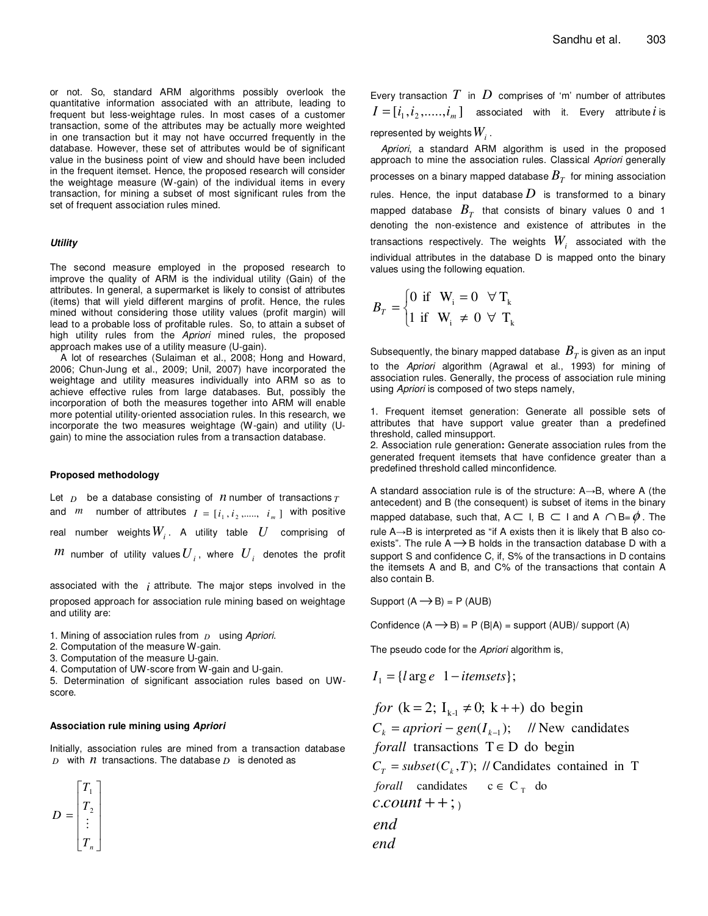or not. So, standard ARM algorithms possibly overlook the quantitative information associated with an attribute, leading to frequent but less-weightage rules. In most cases of a customer transaction, some of the attributes may be actually more weighted in one transaction but it may not have occurred frequently in the database. However, these set of attributes would be of significant value in the business point of view and should have been included in the frequent itemset. Hence, the proposed research will consider the weightage measure (W-gain) of the individual items in every transaction, for mining a subset of most significant rules from the set of frequent association rules mined.

#### *Utility*

The second measure employed in the proposed research to improve the quality of ARM is the individual utility (Gain) of the attributes. In general, a supermarket is likely to consist of attributes (items) that will yield different margins of profit. Hence, the rules mined without considering those utility values (profit margin) will lead to a probable loss of profitable rules. So, to attain a subset of high utility rules from the *Apriori* mined rules, the proposed approach makes use of a utility measure (U-gain).

A lot of researches (Sulaiman et al., 2008; Hong and Howard, 2006; Chun-Jung et al., 2009; Unil, 2007) have incorporated the weightage and utility measures individually into ARM so as to achieve effective rules from large databases. But, possibly the incorporation of both the measures together into ARM will enable more potential utility-oriented association rules. In this research, we incorporate the two measures weightage (W-gain) and utility (U-gain) to mine the association rules from a transaction database.

### Proposed methodology

Let $D$ be a database consisting of $n$ number of transactions $T$ and $m$ number of attributes $I = [i_1, i_2, ....., i_m]$ with positive real number weights $W_i$. A utility table $U$ comprising of $m$ number of utility values $U_i$, where $U_i$ denotes the profit associated with the $i$ attribute. The major steps involved in the proposed approach for association rule mining based on weightage and utility are:

1. Mining of association rules from $D$ using *Apriori*.
2. Computation of the measure W-gain.
3. Computation of the measure U-gain.
4. Computation of UW-score from W-gain and U-gain.
5. Determination of significant association rules based on UW-score.

#### Association rule mining using *Apriori*

Initially, association rules are mined from a transaction database $D$ with $n$ transactions. The database $D$ is denoted as

$$D = \begin{bmatrix} T_1 \\ T_2 \\ \vdots \\ T_n \end{bmatrix}$$

Every transaction $T$ in $D$ comprises of 'm' number of attributes $I = [i_1, i_2, ....., i_m]$ associated with it. Every attribute $i$ is represented by weights $W_i$.

*Apriori*, a standard ARM algorithm is used in the proposed approach to mine the association rules. Classical *Apriori* generally processes on a binary mapped database $B_T$ for mining association rules. Hence, the input database $D$ is transformed to a binary mapped database $B_T$ that consists of binary values 0 and 1 denoting the non-existence and existence of attributes in the transactions respectively. The weights $W_i$ associated with the individual attributes in the database D is mapped onto the binary values using the following equation.

$$B_T = \begin{cases} 0 \text{ if } W_i = 0 \quad \forall \, T_k \\ 1 \text{ if } W_i \neq 0 \; \forall \; T_k \end{cases}$$

Subsequently, the binary mapped database $B_T$ is given as an input to the *Apriori* algorithm (Agrawal et al., 1993) for mining of association rules. Generally, the process of association rule mining using *Apriori* is composed of two steps namely,

1. Frequent itemset generation: Generate all possible sets of attributes that have support value greater than a predefined threshold, called minsupport.
2. Association rule generation**:** Generate association rules from the generated frequent itemsets that have confidence greater than a predefined threshold called minconfidence.

A standard association rule is of the structure: A→B, where A (the antecedent) and B (the consequent) is subset of items in the binary mapped database, such that, A ⊂ I, B ⊂ I and A ∩ B= $\phi$. The rule A→B is interpreted as "if A exists then it is likely that B also co-exists". The rule A ⟶ B holds in the transaction database D with a support S and confidence C, if, S% of the transactions in D contains the itemsets A and B, and C% of the transactions that contain A also contain B.

Support (A ⟶ B) = P (AUB)

Confidence (A ⟶ B) = P (B|A) = support (AUB)/ support (A)

The pseudo code for the *Apriori* algorithm is,

$$I_1 = \{large \;\; 1-itemsets\};$$

$$\begin{aligned}
&for \; (\mathrm{k=2;\; I_{k-1} \neq 0;\; k++}) \text{ do begin} \\
&C_k = apriori-gen(I_{k-1}); \quad \text{// New candidates} \\
&forall \;\; \text{transactions } \mathrm{T} \in \mathrm{D} \text{ do begin} \\
&C_T = subset(C_k, T); \;\; \text{// Candidates contained in T} \\
&forall \quad \text{candidates} \quad \mathrm{c} \in \mathrm{C_T} \quad \text{do} \\
&c.count++; \, ) \\
&end \\
&end
\end{aligned}$$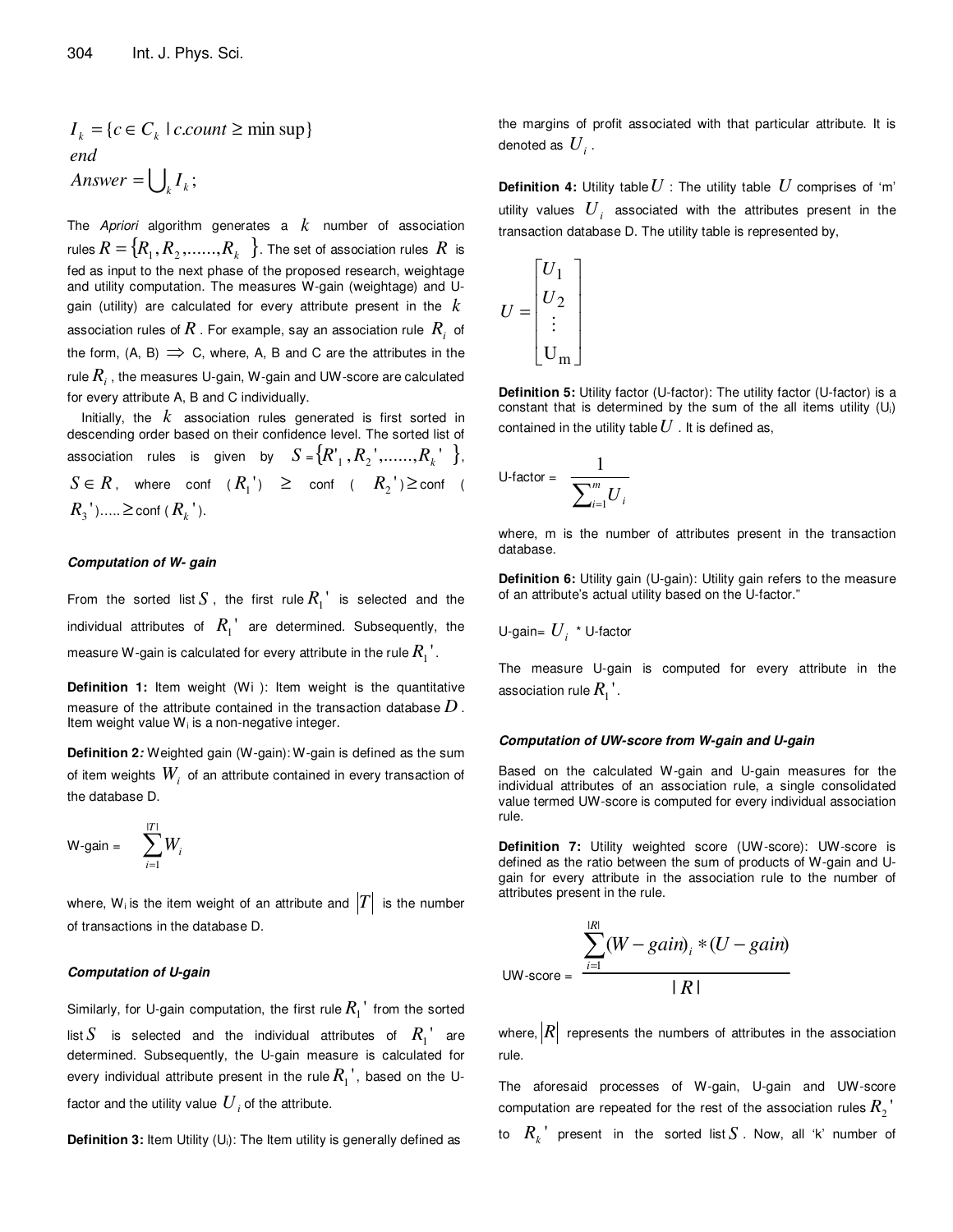$$I_k = \{c \in C_k \mid c.count \geq \min sup\}$$
$$end$$
$$Answer = \bigcup_k I_k;$$

The *Apriori* algorithm generates a $k$ number of association rules $R = \{R_1, R_2, ......, R_k\}$. The set of association rules $R$ is fed as input to the next phase of the proposed research, weightage and utility computation. The measures W-gain (weightage) and U-gain (utility) are calculated for every attribute present in the $k$ association rules of $R$. For example, say an association rule $R_i$ of the form, (A, B) $\Rightarrow$ C, where, A, B and C are the attributes in the rule $R_i$, the measures U-gain, W-gain and UW-score are calculated for every attribute A, B and C individually.

Initially, the $k$ association rules generated is first sorted in descending order based on their confidence level. The sorted list of association rules is given by $S = \{R'_1, R_2', ......, R_k'\}$, $S \in R$, where conf ($R_1'$) $\geq$ conf ( $R_2'$) $\geq$ conf ( $R_3'$)..... $\geq$ conf ( $R_k'$).

#### *Computation of W- gain*

From the sorted list $S$, the first rule $R_1'$ is selected and the individual attributes of $R_1'$ are determined. Subsequently, the measure W-gain is calculated for every attribute in the rule $R_1'$.

**Definition 1:** Item weight (Wi ): Item weight is the quantitative measure of the attribute contained in the transaction database $D$. Item weight value $W_i$ is a non-negative integer.

**Definition 2*:*** Weighted gain (W-gain): W-gain is defined as the sum of item weights $W_i$ of an attribute contained in every transaction of the database D.

$$\text{W-gain} = \sum_{i=1}^{|T|} W_i$$

where, $W_i$ is the item weight of an attribute and $|T|$ is the number of transactions in the database D.

#### *Computation of U-gain*

Similarly, for U-gain computation, the first rule $R_1'$ from the sorted list $S$ is selected and the individual attributes of $R_1'$ are determined. Subsequently, the U-gain measure is calculated for every individual attribute present in the rule $R_1'$, based on the U-factor and the utility value $U_i$ of the attribute.

**Definition 3:** Item Utility ($U_i$): The Item utility is generally defined as the margins of profit associated with that particular attribute. It is denoted as $U_i$.

**Definition 4:** Utility table $U$ : The utility table $U$ comprises of 'm' utility values $U_i$ associated with the attributes present in the transaction database D. The utility table is represented by,

$$U = \begin{bmatrix} U_1 \\ U_2 \\ \vdots \\ U_m \end{bmatrix}$$

**Definition 5:** Utility factor (U-factor): The utility factor (U-factor) is a constant that is determined by the sum of the all items utility ($U_i$) contained in the utility table $U$. It is defined as,

$$\text{U-factor} = \frac{1}{\sum_{i=1}^{m} U_i}$$

where, m is the number of attributes present in the transaction database.

**Definition 6:** Utility gain (U-gain): Utility gain refers to the measure of an attribute's actual utility based on the U-factor."

$$\text{U-gain} = U_i * \text{U-factor}$$

The measure U-gain is computed for every attribute in the association rule $R_1'$.

#### *Computation of UW-score from W-gain and U-gain*

Based on the calculated W-gain and U-gain measures for the individual attributes of an association rule, a single consolidated value termed UW-score is computed for every individual association rule.

**Definition 7:** Utility weighted score (UW-score): UW-score is defined as the ratio between the sum of products of W-gain and U-gain for every attribute in the association rule to the number of attributes present in the rule.

$$\text{UW-score} = \frac{\sum_{i=1}^{|R|} (W-gain)_i * (U-gain)}{|R|}$$

where, $|R|$ represents the numbers of attributes in the association rule.

The aforesaid processes of W-gain, U-gain and UW-score computation are repeated for the rest of the association rules $R_2'$ to $R_k'$ present in the sorted list $S$. Now, all 'k' number of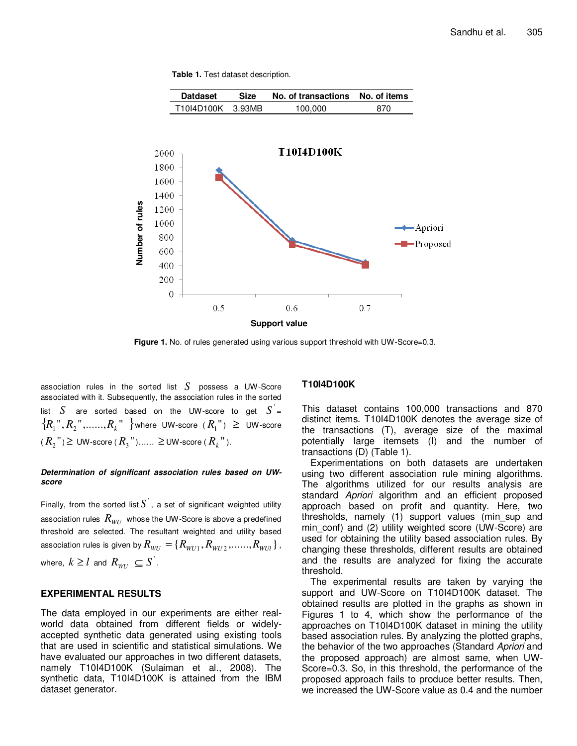**Table 1.** Test dataset description.

| Datdaset | Size | No. of transactions | No. of items |
|---|---|---|---|
| T10I4D100K | 3.93MB | 100,000 | 870 |

**Figure 1.** No. of rules generated using various support threshold with UW-Score=0.3.

association rules in the sorted list $S$ possess a UW-Score associated with it. Subsequently, the association rules in the sorted list $S$ are sorted based on the UW-score to get $S' = \{R_1'', R_2'', \ldots\ldots, R_k''\}$ where UW-score ($R_1''$) $\geq$ UW-score ($R_2''$) $\geq$ UW-score ($R_3''$)...... $\geq$ UW-score ($R_k''$).

#### *Determination of significant association rules based on UW-score*

Finally, from the sorted list $S'$, a set of significant weighted utility association rules $R_{WU}$ whose the UW-Score is above a predefined threshold are selected. The resultant weighted and utility based association rules is given by $R_{WU} = \{R_{WU1}, R_{WU2}, \ldots\ldots, R_{WUl}\}$, where, $k \geq l$ and $R_{WU} \subseteq S'$.

## EXPERIMENTAL RESULTS

The data employed in our experiments are either real-world data obtained from different fields or widely-accepted synthetic data generated using existing tools that are used in scientific and statistical simulations. We have evaluated our approaches in two different datasets, namely T10I4D100K (Sulaiman et al., 2008). The synthetic data, T10I4D100K is attained from the IBM dataset generator.

### T10I4D100K

This dataset contains 100,000 transactions and 870 distinct items. T10I4D100K denotes the average size of the transactions (T), average size of the maximal potentially large itemsets (I) and the number of transactions (D) (Table 1).

Experimentations on both datasets are undertaken using two different association rule mining algorithms. The algorithms utilized for our results analysis are standard *Apriori* algorithm and an efficient proposed approach based on profit and quantity. Here, two thresholds, namely (1) support values (min_sup and min_conf) and (2) utility weighted score (UW-Score) are used for obtaining the utility based association rules. By changing these thresholds, different results are obtained and the results are analyzed for fixing the accurate threshold.

The experimental results are taken by varying the support and UW-Score on T10I4D100K dataset. The obtained results are plotted in the graphs as shown in Figures 1 to 4, which show the performance of the approaches on T10I4D100K dataset in mining the utility based association rules. By analyzing the plotted graphs, the behavior of the two approaches (Standard *Apriori* and the proposed approach) are almost same, when UW-Score=0.3. So, in this threshold, the performance of the proposed approach fails to produce better results. Then, we increased the UW-Score value as 0.4 and the number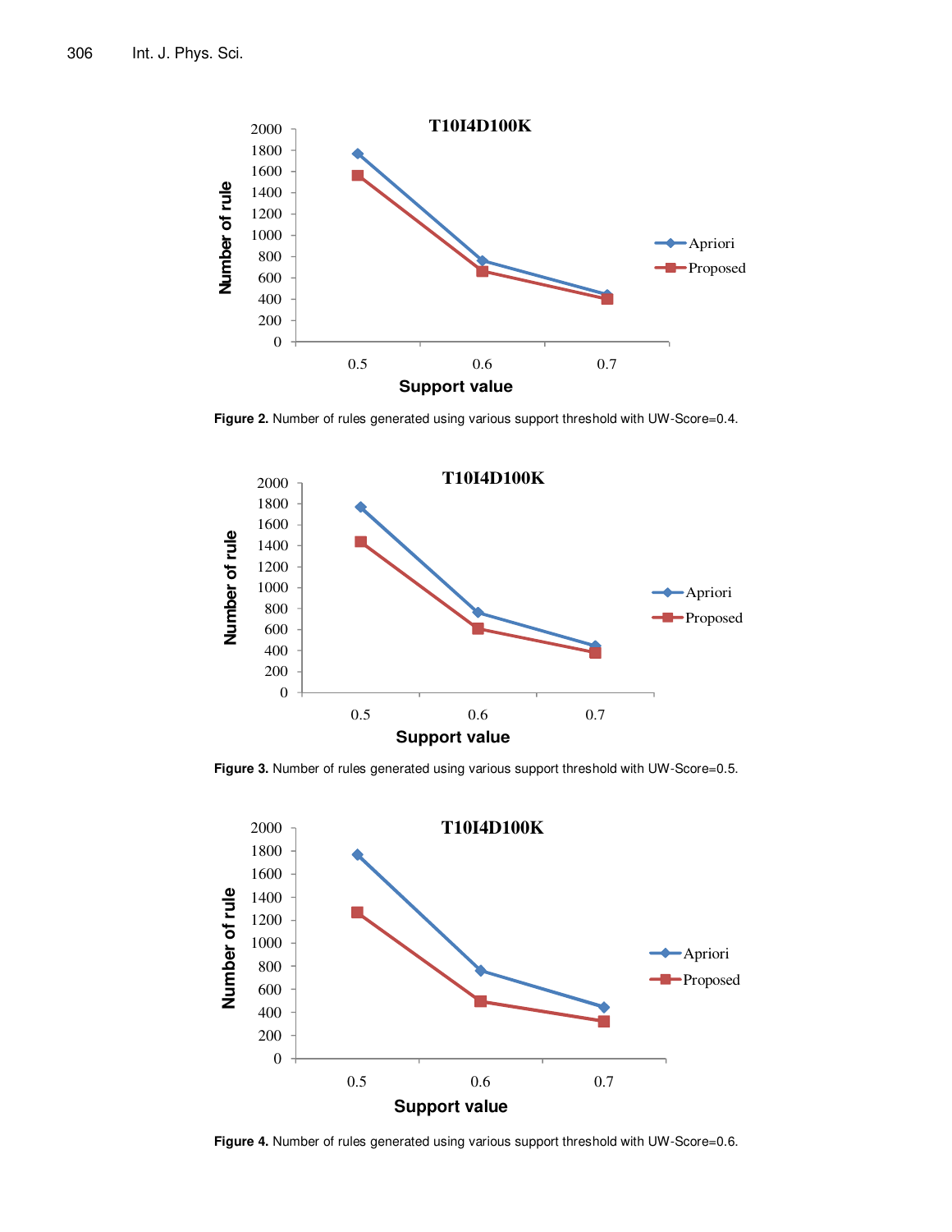**Figure 2.** Number of rules generated using various support threshold with UW-Score=0.4.

**Figure 3.** Number of rules generated using various support threshold with UW-Score=0.5.

**Figure 4.** Number of rules generated using various support threshold with UW-Score=0.6.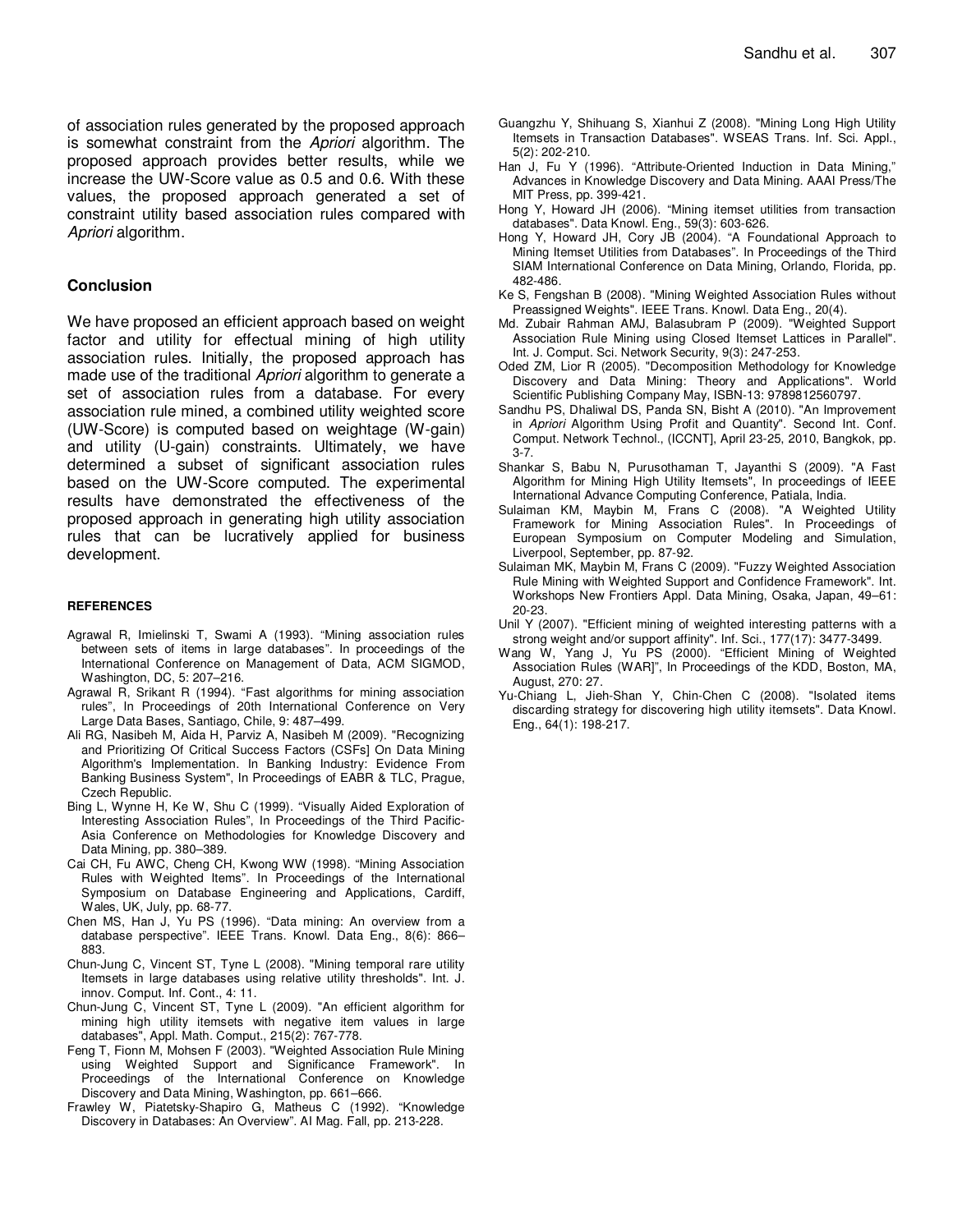of association rules generated by the proposed approach is somewhat constraint from the *Apriori* algorithm. The proposed approach provides better results, while we increase the UW-Score value as 0.5 and 0.6. With these values, the proposed approach generated a set of constraint utility based association rules compared with *Apriori* algorithm.

## Conclusion

We have proposed an efficient approach based on weight factor and utility for effectual mining of high utility association rules. Initially, the proposed approach has made use of the traditional *Apriori* algorithm to generate a set of association rules from a database. For every association rule mined, a combined utility weighted score (UW-Score) is computed based on weightage (W-gain) and utility (U-gain) constraints. Ultimately, we have determined a subset of significant association rules based on the UW-Score computed. The experimental results have demonstrated the effectiveness of the proposed approach in generating high utility association rules that can be lucratively applied for business development.

## REFERENCES

Agrawal R, Imielinski T, Swami A (1993). "Mining association rules between sets of items in large databases". In proceedings of the International Conference on Management of Data, ACM SIGMOD, Washington, DC, 5: 207–216.

Agrawal R, Srikant R (1994). "Fast algorithms for mining association rules", In Proceedings of 20th International Conference on Very Large Data Bases, Santiago, Chile, 9: 487–499.

Ali RG, Nasibeh M, Aida H, Parviz A, Nasibeh M (2009). "Recognizing and Prioritizing Of Critical Success Factors (CSFs] On Data Mining Algorithm's Implementation. In Banking Industry: Evidence From Banking Business System", In Proceedings of EABR & TLC, Prague, Czech Republic.

Bing L, Wynne H, Ke W, Shu C (1999). "Visually Aided Exploration of Interesting Association Rules", In Proceedings of the Third Pacific-Asia Conference on Methodologies for Knowledge Discovery and Data Mining, pp. 380–389.

Cai CH, Fu AWC, Cheng CH, Kwong WW (1998). "Mining Association Rules with Weighted Items". In Proceedings of the International Symposium on Database Engineering and Applications, Cardiff, Wales, UK, July, pp. 68-77.

Chen MS, Han J, Yu PS (1996). "Data mining: An overview from a database perspective". IEEE Trans. Knowl. Data Eng., 8(6): 866–883.

Chun-Jung C, Vincent ST, Tyne L (2008). "Mining temporal rare utility Itemsets in large databases using relative utility thresholds". Int. J. innov. Comput. Inf. Cont., 4: 11.

Chun-Jung C, Vincent ST, Tyne L (2009). "An efficient algorithm for mining high utility itemsets with negative item values in large databases", Appl. Math. Comput., 215(2): 767-778.

Feng T, Fionn M, Mohsen F (2003). "Weighted Association Rule Mining using Weighted Support and Significance Framework". In Proceedings of the International Conference on Knowledge Discovery and Data Mining, Washington, pp. 661–666.

Frawley W, Piatetsky-Shapiro G, Matheus C (1992). "Knowledge Discovery in Databases: An Overview". AI Mag. Fall, pp. 213-228.

Guangzhu Y, Shihuang S, Xianhui Z (2008). "Mining Long High Utility Itemsets in Transaction Databases". WSEAS Trans. Inf. Sci. Appl., 5(2): 202-210.

Han J, Fu Y (1996). "Attribute-Oriented Induction in Data Mining," Advances in Knowledge Discovery and Data Mining. AAAI Press/The MIT Press, pp. 399-421.

Hong Y, Howard JH (2006). "Mining itemset utilities from transaction databases". Data Knowl. Eng., 59(3): 603-626.

Hong Y, Howard JH, Cory JB (2004). "A Foundational Approach to Mining Itemset Utilities from Databases". In Proceedings of the Third SIAM International Conference on Data Mining, Orlando, Florida, pp. 482-486.

Ke S, Fengshan B (2008). "Mining Weighted Association Rules without Preassigned Weights". IEEE Trans. Knowl. Data Eng., 20(4).

Md. Zubair Rahman AMJ, Balasubram P (2009). "Weighted Support Association Rule Mining using Closed Itemset Lattices in Parallel". Int. J. Comput. Sci. Network Security, 9(3): 247-253.

Oded ZM, Lior R (2005). "Decomposition Methodology for Knowledge Discovery and Data Mining: Theory and Applications". World Scientific Publishing Company May, ISBN-13: 9789812560797.

Sandhu PS, Dhaliwal DS, Panda SN, Bisht A (2010). "An Improvement in *Apriori* Algorithm Using Profit and Quantity". Second Int. Conf. Comput. Network Technol., (ICCNT], April 23-25, 2010, Bangkok, pp. 3-7.

Shankar S, Babu N, Purusothaman T, Jayanthi S (2009). "A Fast Algorithm for Mining High Utility Itemsets", In proceedings of IEEE International Advance Computing Conference, Patiala, India.

Sulaiman KM, Maybin M, Frans C (2008). "A Weighted Utility Framework for Mining Association Rules". In Proceedings of European Symposium on Computer Modeling and Simulation, Liverpool, September, pp. 87-92.

Sulaiman MK, Maybin M, Frans C (2009). "Fuzzy Weighted Association Rule Mining with Weighted Support and Confidence Framework". Int. Workshops New Frontiers Appl. Data Mining, Osaka, Japan, 49–61: 20-23.

Unil Y (2007). "Efficient mining of weighted interesting patterns with a strong weight and/or support affinity". Inf. Sci., 177(17): 3477-3499.

Wang W, Yang J, Yu PS (2000). "Efficient Mining of Weighted Association Rules (WAR]", In Proceedings of the KDD, Boston, MA, August, 270: 27.

Yu-Chiang L, Jieh-Shan Y, Chin-Chen C (2008). "Isolated items discarding strategy for discovering high utility itemsets". Data Knowl. Eng., 64(1): 198-217.